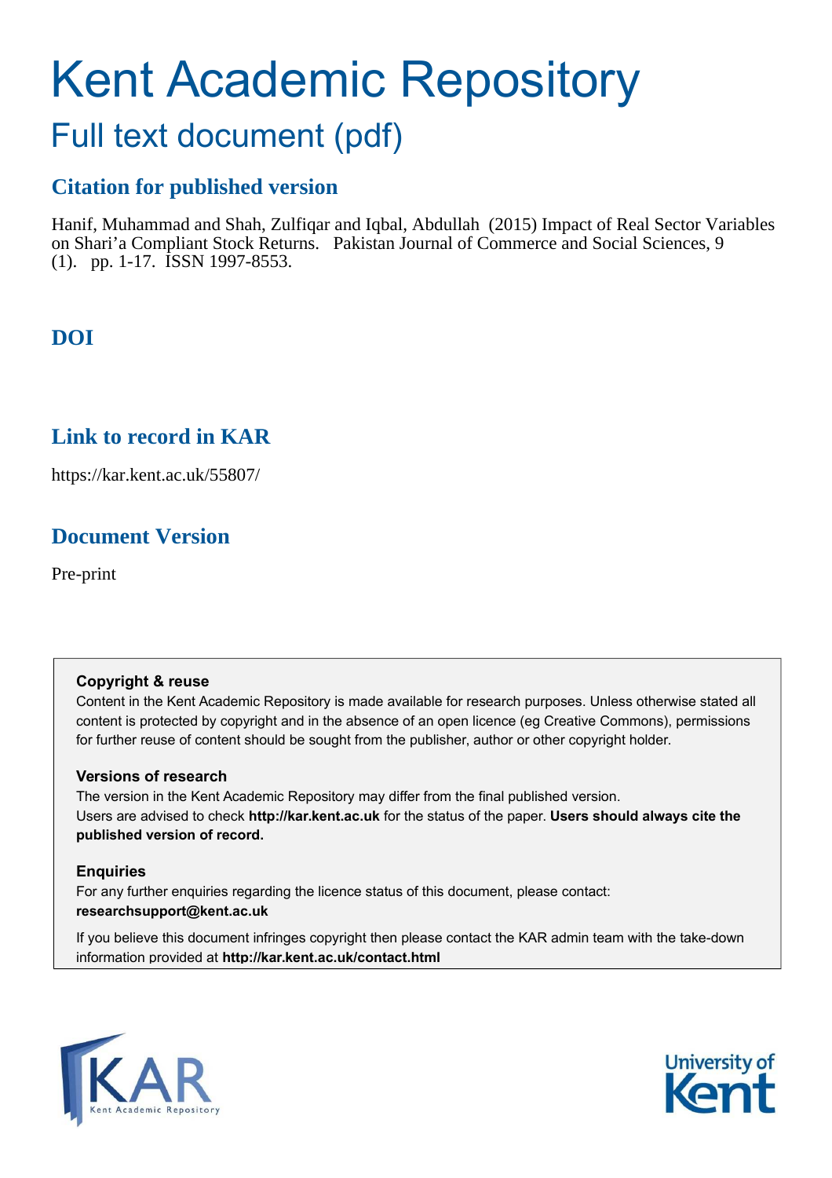# Kent Academic Repository

## Full text document (pdf)

### Citation for published version

Hanif, Muhammad and Shah, Zulfiqar and Iqbal, Abdullah (2015) Impact of Real Sector Variables on Shari'a Compliant Stock Returns. Pakistan Journal of Commerce and Social Sciences, 9 (1). pp. 1-17. ISSN 1997-8553.

### DOI

### Link to record in KAR

https://kar.kent.ac.uk/55807/

### Document Version

Pre-print

**Copyright & reuse**

Content in the Kent Academic Repository is made available for research purposes. Unless otherwise stated all content is protected by copyright and in the absence of an open licence (eg Creative Commons), permissions for further reuse of content should be sought from the publisher, author or other copyright holder.

**Versions of research**

The version in the Kent Academic Repository may differ from the final published version. Users are advised to check **http://kar.kent.ac.uk** for the status of the paper. **Users should always cite the published version of record.**

**Enquiries**

For any further enquiries regarding the licence status of this document, please contact: **researchsupport@kent.ac.uk**

If you believe this document infringes copyright then please contact the KAR admin team with the take-down information provided at **http://kar.kent.ac.uk/contact.html**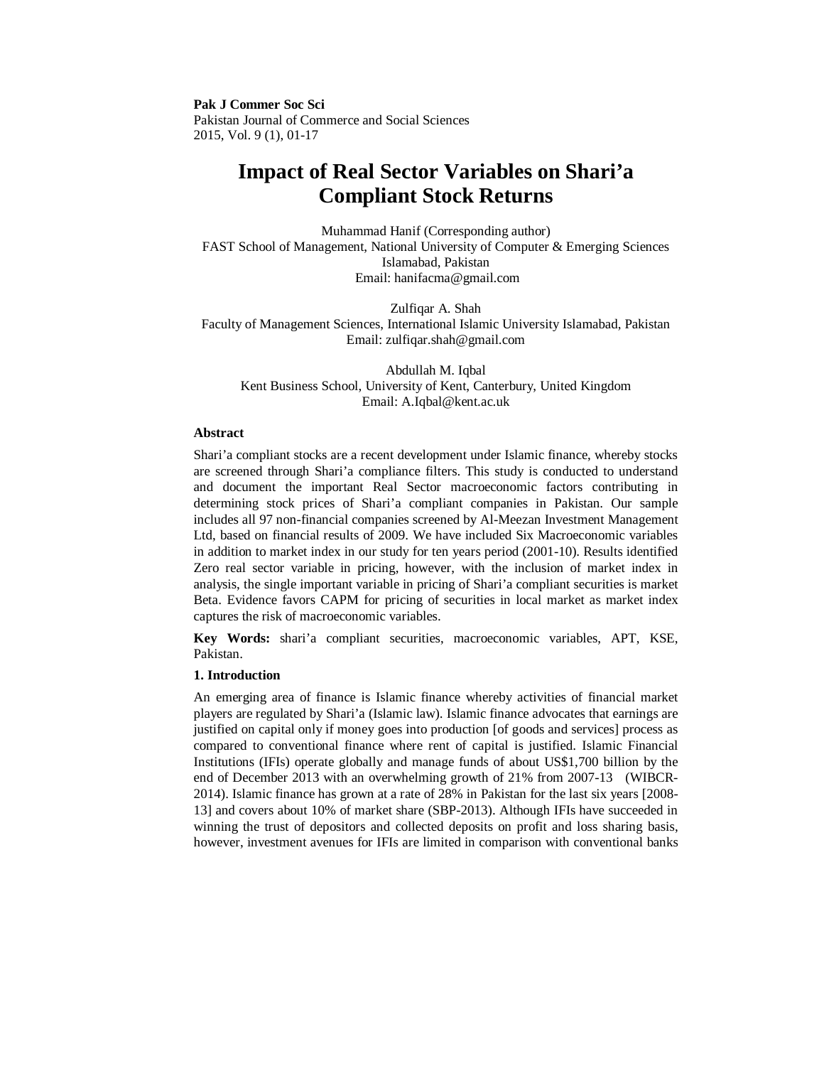# Impact of Real Sector Variables on Shari'a Compliant Stock Returns

Muhammad Hanif (Corresponding author)
FAST School of Management, National University of Computer & Emerging Sciences
Islamabad, Pakistan
Email: hanifacma@gmail.com

Zulfiqar A. Shah
Faculty of Management Sciences, International Islamic University Islamabad, Pakistan
Email: zulfiqar.shah@gmail.com

Abdullah M. Iqbal
Kent Business School, University of Kent, Canterbury, United Kingdom
Email: A.Iqbal@kent.ac.uk

**Abstract**

Shari'a compliant stocks are a recent development under Islamic finance, whereby stocks are screened through Shari'a compliance filters. This study is conducted to understand and document the important Real Sector macroeconomic factors contributing in determining stock prices of Shari'a compliant companies in Pakistan. Our sample includes all 97 non-financial companies screened by Al-Meezan Investment Management Ltd, based on financial results of 2009. We have included Six Macroeconomic variables in addition to market index in our study for ten years period (2001-10). Results identified Zero real sector variable in pricing, however, with the inclusion of market index in analysis, the single important variable in pricing of Shari'a compliant securities is market Beta. Evidence favors CAPM for pricing of securities in local market as market index captures the risk of macroeconomic variables.

**Key Words:** shari'a compliant securities, macroeconomic variables, APT, KSE, Pakistan.

## 1. Introduction

An emerging area of finance is Islamic finance whereby activities of financial market players are regulated by Shari'a (Islamic law). Islamic finance advocates that earnings are justified on capital only if money goes into production [of goods and services] process as compared to conventional finance where rent of capital is justified. Islamic Financial Institutions (IFIs) operate globally and manage funds of about US$1,700 billion by the end of December 2013 with an overwhelming growth of 21% from 2007-13 (WIBCR-2014). Islamic finance has grown at a rate of 28% in Pakistan for the last six years [2008-13] and covers about 10% of market share (SBP-2013). Although IFIs have succeeded in winning the trust of depositors and collected deposits on profit and loss sharing basis, however, investment avenues for IFIs are limited in comparison with conventional banks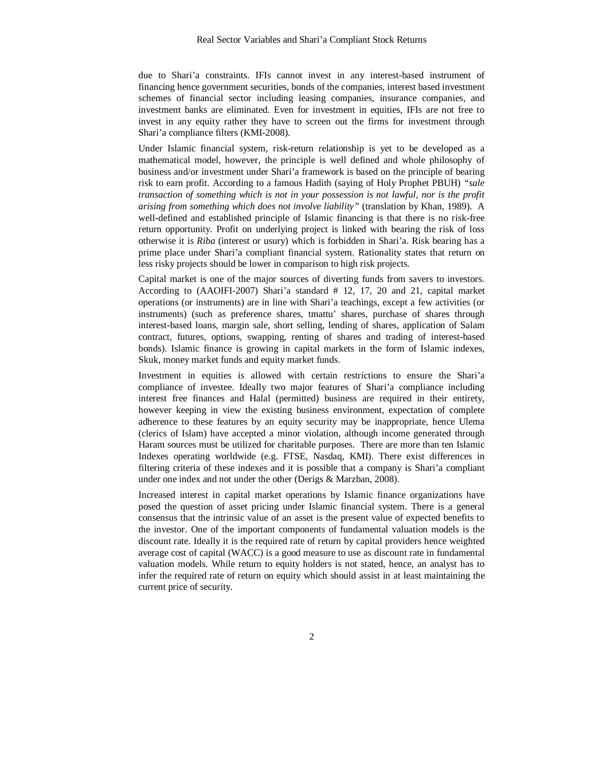due to Shari'a constraints. IFIs cannot invest in any interest-based instrument of financing hence government securities, bonds of the companies, interest based investment schemes of financial sector including leasing companies, insurance companies, and investment banks are eliminated. Even for investment in equities, IFIs are not free to invest in any equity rather they have to screen out the firms for investment through Shari'a compliance filters (KMI-2008).

Under Islamic financial system, risk-return relationship is yet to be developed as a mathematical model, however, the principle is well defined and whole philosophy of business and/or investment under Shari'a framework is based on the principle of bearing risk to earn profit. According to a famous Hadith (saying of Holy Prophet PBUH) *"sale transaction of something which is not in your possession is not lawful, nor is the profit arising from something which does not involve liability"* (translation by Khan, 1989). A well-defined and established principle of Islamic financing is that there is no risk-free return opportunity. Profit on underlying project is linked with bearing the risk of loss otherwise it is *Riba* (interest or usury) which is forbidden in Shari'a. Risk bearing has a prime place under Shari'a compliant financial system. Rationality states that return on less risky projects should be lower in comparison to high risk projects.

Capital market is one of the major sources of diverting funds from savers to investors. According to (AAOIFI-2007) Shari'a standard # 12, 17, 20 and 21, capital market operations (or instruments) are in line with Shari'a teachings, except a few activities (or instruments) (such as preference shares, tmattu' shares, purchase of shares through interest-based loans, margin sale, short selling, lending of shares, application of Salam contract, futures, options, swapping, renting of shares and trading of interest-based bonds). Islamic finance is growing in capital markets in the form of Islamic indexes, Skuk, money market funds and equity market funds.

Investment in equities is allowed with certain restrictions to ensure the Shari'a compliance of investee. Ideally two major features of Shari'a compliance including interest free finances and Halal (permitted) business are required in their entirety, however keeping in view the existing business environment, expectation of complete adherence to these features by an equity security may be inappropriate, hence Ulema (clerics of Islam) have accepted a minor violation, although income generated through Haram sources must be utilized for charitable purposes. There are more than ten Islamic Indexes operating worldwide (e.g. FTSE, Nasdaq, KMI). There exist differences in filtering criteria of these indexes and it is possible that a company is Shari'a compliant under one index and not under the other (Derigs & Marzban, 2008).

Increased interest in capital market operations by Islamic finance organizations have posed the question of asset pricing under Islamic financial system. There is a general consensus that the intrinsic value of an asset is the present value of expected benefits to the investor. One of the important components of fundamental valuation models is the discount rate. Ideally it is the required rate of return by capital providers hence weighted average cost of capital (WACC) is a good measure to use as discount rate in fundamental valuation models. While return to equity holders is not stated, hence, an analyst has to infer the required rate of return on equity which should assist in at least maintaining the current price of security.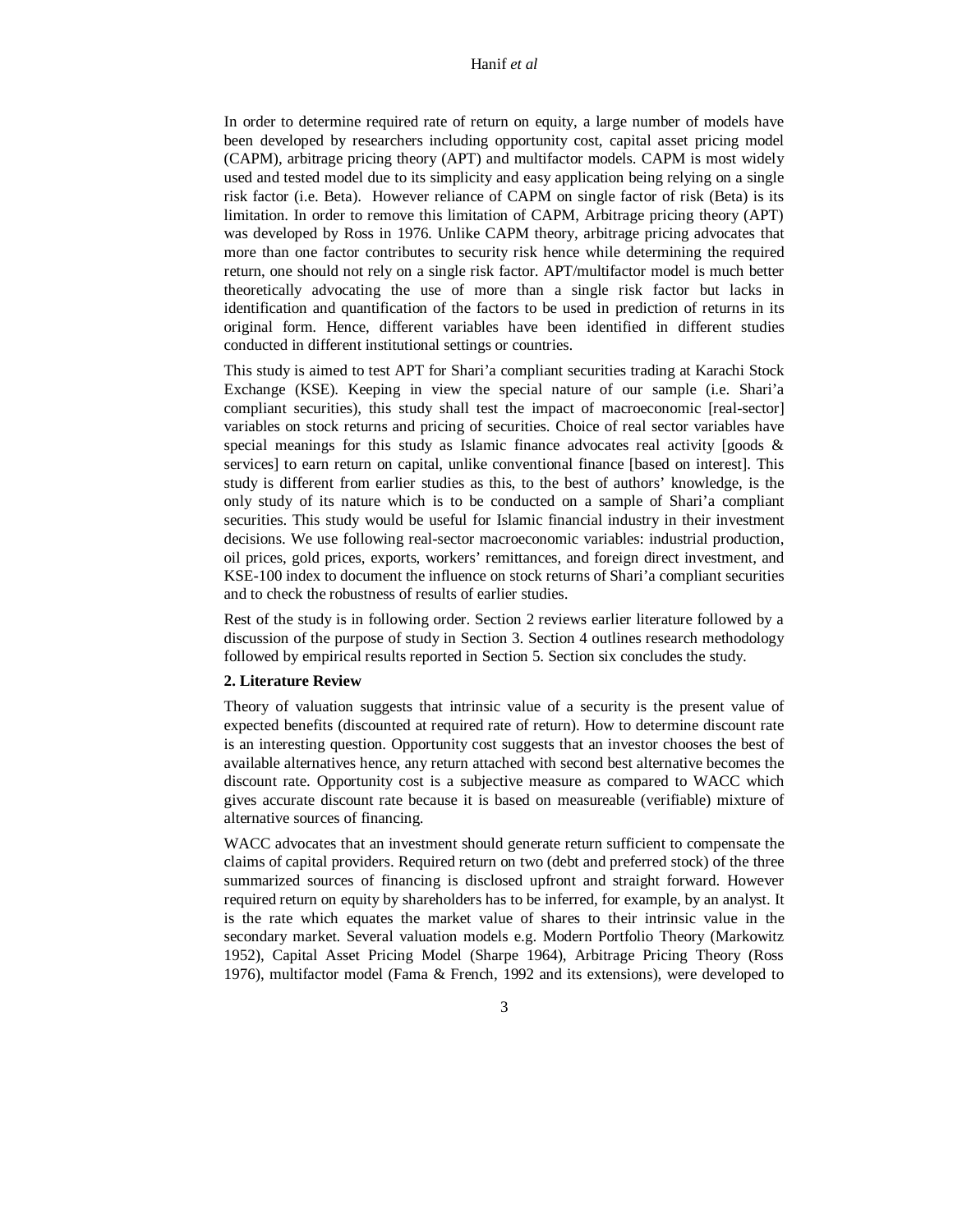In order to determine required rate of return on equity, a large number of models have been developed by researchers including opportunity cost, capital asset pricing model (CAPM), arbitrage pricing theory (APT) and multifactor models. CAPM is most widely used and tested model due to its simplicity and easy application being relying on a single risk factor (i.e. Beta). However reliance of CAPM on single factor of risk (Beta) is its limitation. In order to remove this limitation of CAPM, Arbitrage pricing theory (APT) was developed by Ross in 1976. Unlike CAPM theory, arbitrage pricing advocates that more than one factor contributes to security risk hence while determining the required return, one should not rely on a single risk factor. APT/multifactor model is much better theoretically advocating the use of more than a single risk factor but lacks in identification and quantification of the factors to be used in prediction of returns in its original form. Hence, different variables have been identified in different studies conducted in different institutional settings or countries.

This study is aimed to test APT for Shari'a compliant securities trading at Karachi Stock Exchange (KSE). Keeping in view the special nature of our sample (i.e. Shari'a compliant securities), this study shall test the impact of macroeconomic [real-sector] variables on stock returns and pricing of securities. Choice of real sector variables have special meanings for this study as Islamic finance advocates real activity [goods & services] to earn return on capital, unlike conventional finance [based on interest]. This study is different from earlier studies as this, to the best of authors' knowledge, is the only study of its nature which is to be conducted on a sample of Shari'a compliant securities. This study would be useful for Islamic financial industry in their investment decisions. We use following real-sector macroeconomic variables: industrial production, oil prices, gold prices, exports, workers' remittances, and foreign direct investment, and KSE-100 index to document the influence on stock returns of Shari'a compliant securities and to check the robustness of results of earlier studies.

Rest of the study is in following order. Section 2 reviews earlier literature followed by a discussion of the purpose of study in Section 3. Section 4 outlines research methodology followed by empirical results reported in Section 5. Section six concludes the study.

## 2. Literature Review

Theory of valuation suggests that intrinsic value of a security is the present value of expected benefits (discounted at required rate of return). How to determine discount rate is an interesting question. Opportunity cost suggests that an investor chooses the best of available alternatives hence, any return attached with second best alternative becomes the discount rate. Opportunity cost is a subjective measure as compared to WACC which gives accurate discount rate because it is based on measureable (verifiable) mixture of alternative sources of financing.

WACC advocates that an investment should generate return sufficient to compensate the claims of capital providers. Required return on two (debt and preferred stock) of the three summarized sources of financing is disclosed upfront and straight forward. However required return on equity by shareholders has to be inferred, for example, by an analyst. It is the rate which equates the market value of shares to their intrinsic value in the secondary market. Several valuation models e.g. Modern Portfolio Theory (Markowitz 1952), Capital Asset Pricing Model (Sharpe 1964), Arbitrage Pricing Theory (Ross 1976), multifactor model (Fama & French, 1992 and its extensions), were developed to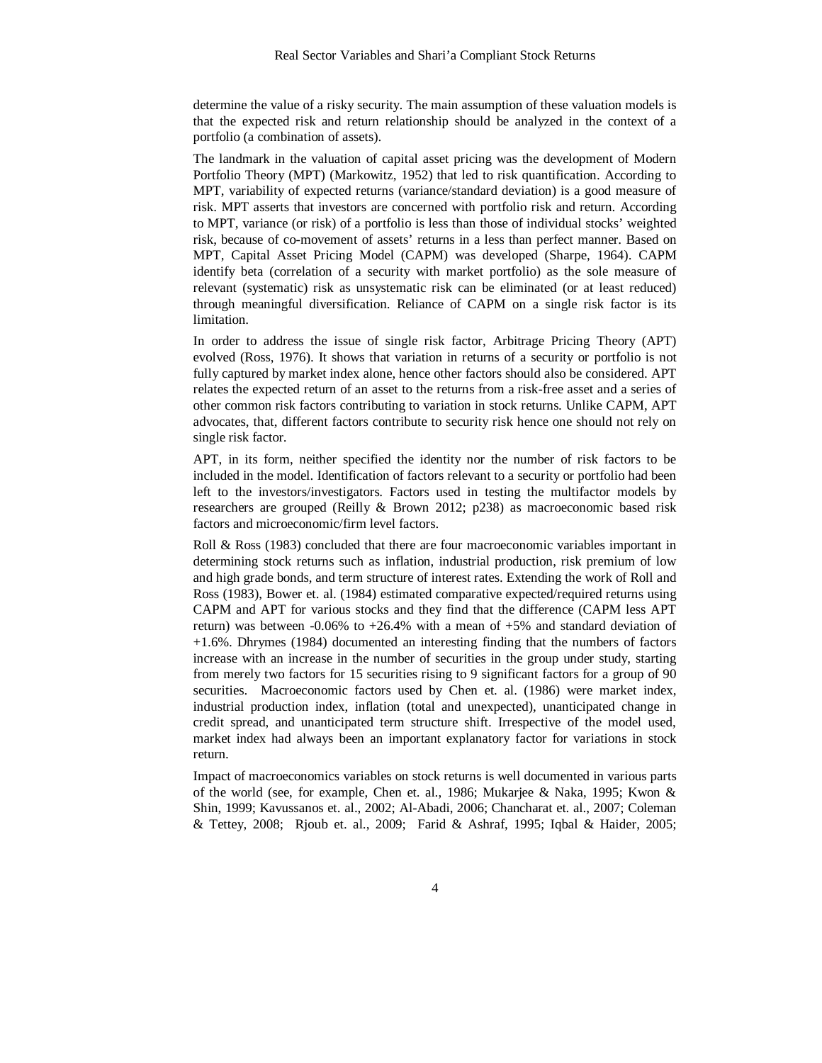determine the value of a risky security. The main assumption of these valuation models is that the expected risk and return relationship should be analyzed in the context of a portfolio (a combination of assets).

The landmark in the valuation of capital asset pricing was the development of Modern Portfolio Theory (MPT) (Markowitz, 1952) that led to risk quantification. According to MPT, variability of expected returns (variance/standard deviation) is a good measure of risk. MPT asserts that investors are concerned with portfolio risk and return. According to MPT, variance (or risk) of a portfolio is less than those of individual stocks' weighted risk, because of co-movement of assets' returns in a less than perfect manner. Based on MPT, Capital Asset Pricing Model (CAPM) was developed (Sharpe, 1964). CAPM identify beta (correlation of a security with market portfolio) as the sole measure of relevant (systematic) risk as unsystematic risk can be eliminated (or at least reduced) through meaningful diversification. Reliance of CAPM on a single risk factor is its limitation.

In order to address the issue of single risk factor, Arbitrage Pricing Theory (APT) evolved (Ross, 1976). It shows that variation in returns of a security or portfolio is not fully captured by market index alone, hence other factors should also be considered. APT relates the expected return of an asset to the returns from a risk-free asset and a series of other common risk factors contributing to variation in stock returns. Unlike CAPM, APT advocates, that, different factors contribute to security risk hence one should not rely on single risk factor.

APT, in its form, neither specified the identity nor the number of risk factors to be included in the model. Identification of factors relevant to a security or portfolio had been left to the investors/investigators. Factors used in testing the multifactor models by researchers are grouped (Reilly & Brown 2012; p238) as macroeconomic based risk factors and microeconomic/firm level factors.

Roll & Ross (1983) concluded that there are four macroeconomic variables important in determining stock returns such as inflation, industrial production, risk premium of low and high grade bonds, and term structure of interest rates. Extending the work of Roll and Ross (1983), Bower et. al. (1984) estimated comparative expected/required returns using CAPM and APT for various stocks and they find that the difference (CAPM less APT return) was between -0.06% to +26.4% with a mean of +5% and standard deviation of +1.6%. Dhrymes (1984) documented an interesting finding that the numbers of factors increase with an increase in the number of securities in the group under study, starting from merely two factors for 15 securities rising to 9 significant factors for a group of 90 securities. Macroeconomic factors used by Chen et. al. (1986) were market index, industrial production index, inflation (total and unexpected), unanticipated change in credit spread, and unanticipated term structure shift. Irrespective of the model used, market index had always been an important explanatory factor for variations in stock return.

Impact of macroeconomics variables on stock returns is well documented in various parts of the world (see, for example, Chen et. al., 1986; Mukarjee & Naka, 1995; Kwon & Shin, 1999; Kavussanos et. al., 2002; Al-Abadi, 2006; Chancharat et. al., 2007; Coleman & Tettey, 2008; Rjoub et. al., 2009; Farid & Ashraf, 1995; Iqbal & Haider, 2005;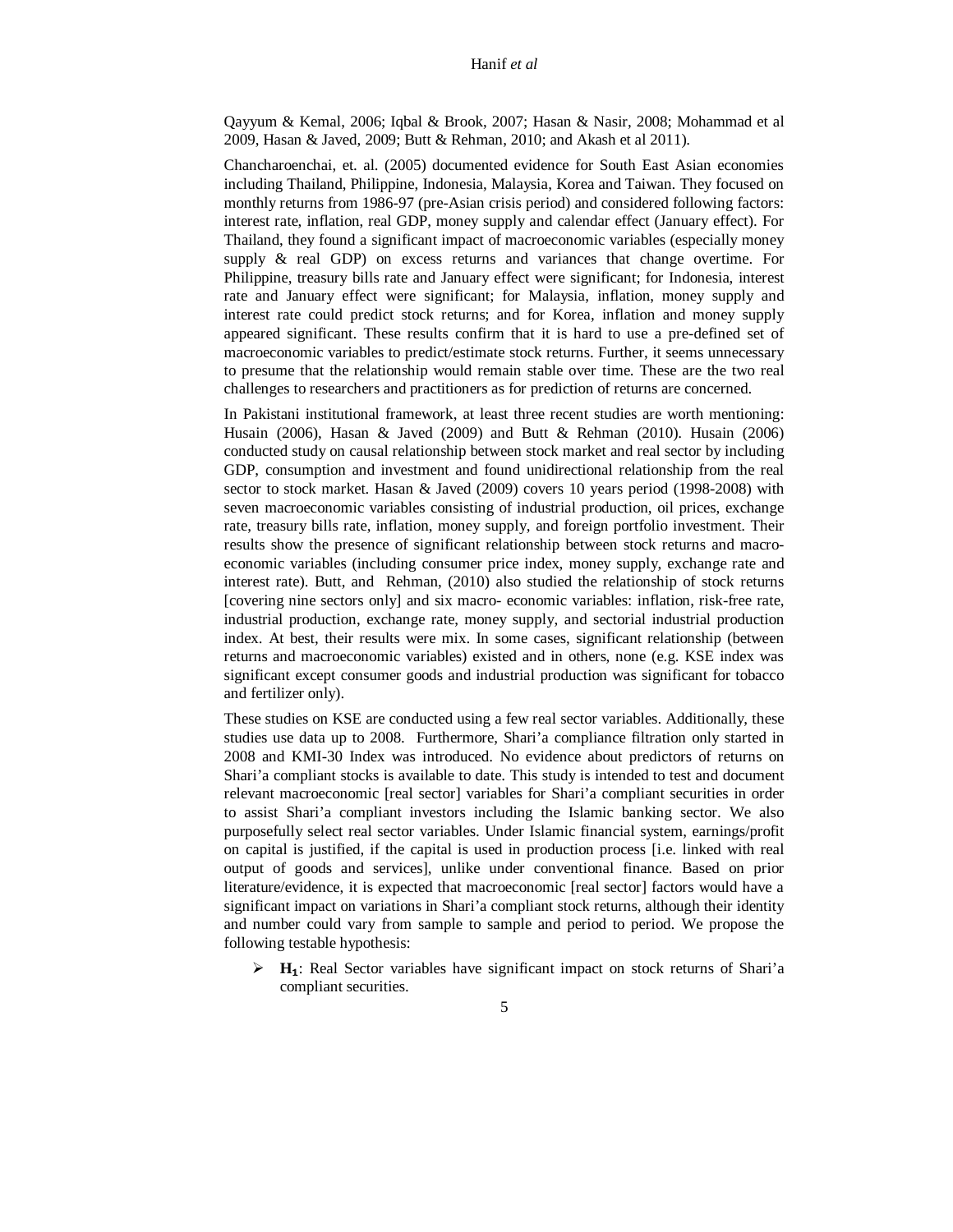Qayyum & Kemal, 2006; Iqbal & Brook, 2007; Hasan & Nasir, 2008; Mohammad et al 2009, Hasan & Javed, 2009; Butt & Rehman, 2010; and Akash et al 2011).

Chancharoenchai, et. al. (2005) documented evidence for South East Asian economies including Thailand, Philippine, Indonesia, Malaysia, Korea and Taiwan. They focused on monthly returns from 1986-97 (pre-Asian crisis period) and considered following factors: interest rate, inflation, real GDP, money supply and calendar effect (January effect). For Thailand, they found a significant impact of macroeconomic variables (especially money supply & real GDP) on excess returns and variances that change overtime. For Philippine, treasury bills rate and January effect were significant; for Indonesia, interest rate and January effect were significant; for Malaysia, inflation, money supply and interest rate could predict stock returns; and for Korea, inflation and money supply appeared significant. These results confirm that it is hard to use a pre-defined set of macroeconomic variables to predict/estimate stock returns. Further, it seems unnecessary to presume that the relationship would remain stable over time. These are the two real challenges to researchers and practitioners as for prediction of returns are concerned.

In Pakistani institutional framework, at least three recent studies are worth mentioning: Husain (2006), Hasan & Javed (2009) and Butt & Rehman (2010). Husain (2006) conducted study on causal relationship between stock market and real sector by including GDP, consumption and investment and found unidirectional relationship from the real sector to stock market. Hasan & Javed (2009) covers 10 years period (1998-2008) with seven macroeconomic variables consisting of industrial production, oil prices, exchange rate, treasury bills rate, inflation, money supply, and foreign portfolio investment. Their results show the presence of significant relationship between stock returns and macro-economic variables (including consumer price index, money supply, exchange rate and interest rate). Butt, and Rehman, (2010) also studied the relationship of stock returns [covering nine sectors only] and six macro- economic variables: inflation, risk-free rate, industrial production, exchange rate, money supply, and sectorial industrial production index. At best, their results were mix. In some cases, significant relationship (between returns and macroeconomic variables) existed and in others, none (e.g. KSE index was significant except consumer goods and industrial production was significant for tobacco and fertilizer only).

These studies on KSE are conducted using a few real sector variables. Additionally, these studies use data up to 2008. Furthermore, Shari'a compliance filtration only started in 2008 and KMI-30 Index was introduced. No evidence about predictors of returns on Shari'a compliant stocks is available to date. This study is intended to test and document relevant macroeconomic [real sector] variables for Shari'a compliant securities in order to assist Shari'a compliant investors including the Islamic banking sector. We also purposefully select real sector variables. Under Islamic financial system, earnings/profit on capital is justified, if the capital is used in production process [i.e. linked with real output of goods and services], unlike under conventional finance. Based on prior literature/evidence, it is expected that macroeconomic [real sector] factors would have a significant impact on variations in Shari'a compliant stock returns, although their identity and number could vary from sample to sample and period to period. We propose the following testable hypothesis:

- $\mathbf{H_1}$: Real Sector variables have significant impact on stock returns of Shari'a compliant securities.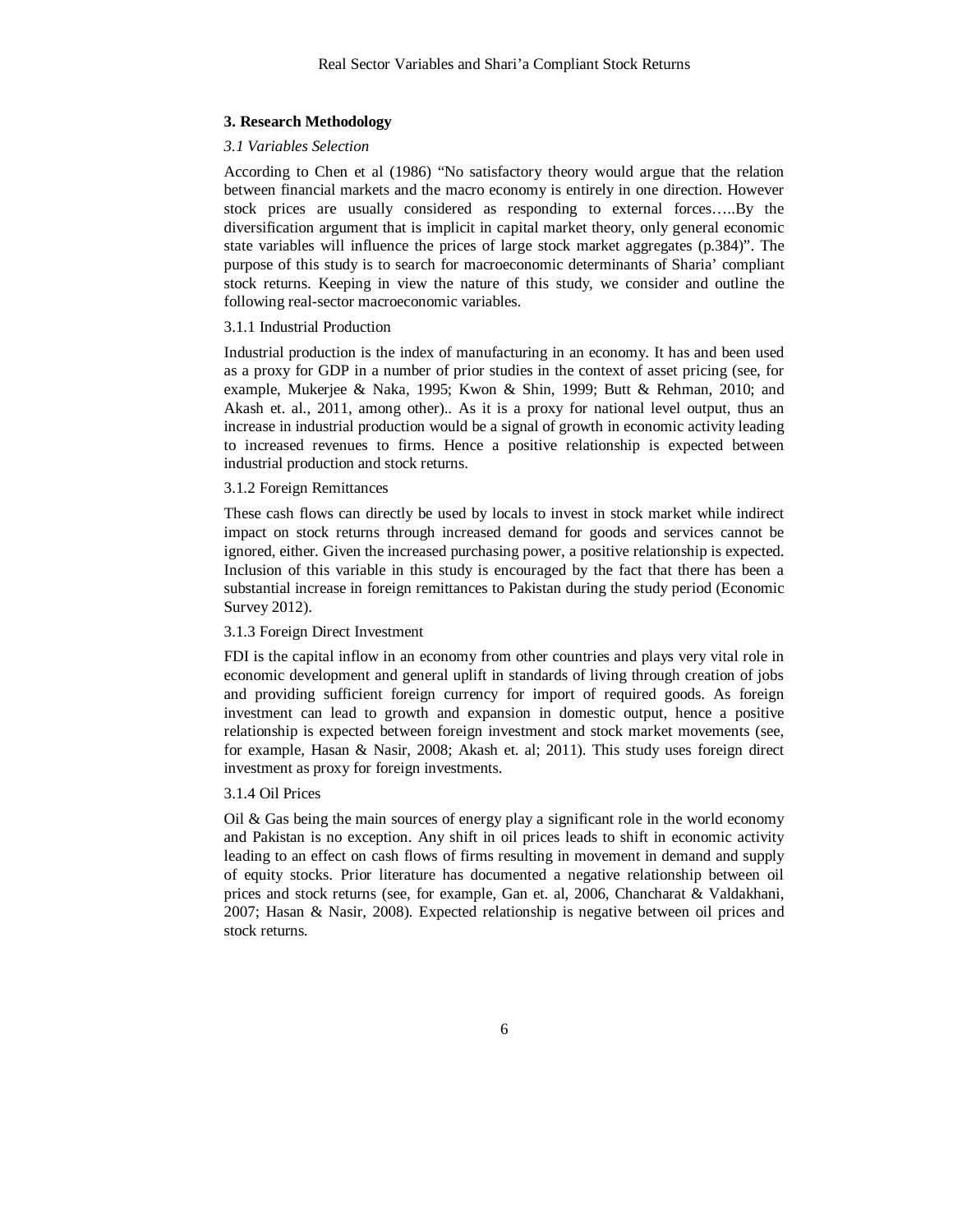## 3. Research Methodology

### *3.1 Variables Selection*

According to Chen et al (1986) "No satisfactory theory would argue that the relation between financial markets and the macro economy is entirely in one direction. However stock prices are usually considered as responding to external forces…..By the diversification argument that is implicit in capital market theory, only general economic state variables will influence the prices of large stock market aggregates (p.384)". The purpose of this study is to search for macroeconomic determinants of Sharia' compliant stock returns. Keeping in view the nature of this study, we consider and outline the following real-sector macroeconomic variables.

#### 3.1.1 Industrial Production

Industrial production is the index of manufacturing in an economy. It has and been used as a proxy for GDP in a number of prior studies in the context of asset pricing (see, for example, Mukerjee & Naka, 1995; Kwon & Shin, 1999; Butt & Rehman, 2010; and Akash et. al., 2011, among other).. As it is a proxy for national level output, thus an increase in industrial production would be a signal of growth in economic activity leading to increased revenues to firms. Hence a positive relationship is expected between industrial production and stock returns.

#### 3.1.2 Foreign Remittances

These cash flows can directly be used by locals to invest in stock market while indirect impact on stock returns through increased demand for goods and services cannot be ignored, either. Given the increased purchasing power, a positive relationship is expected. Inclusion of this variable in this study is encouraged by the fact that there has been a substantial increase in foreign remittances to Pakistan during the study period (Economic Survey 2012).

#### 3.1.3 Foreign Direct Investment

FDI is the capital inflow in an economy from other countries and plays very vital role in economic development and general uplift in standards of living through creation of jobs and providing sufficient foreign currency for import of required goods. As foreign investment can lead to growth and expansion in domestic output, hence a positive relationship is expected between foreign investment and stock market movements (see, for example, Hasan & Nasir, 2008; Akash et. al; 2011). This study uses foreign direct investment as proxy for foreign investments.

#### 3.1.4 Oil Prices

Oil & Gas being the main sources of energy play a significant role in the world economy and Pakistan is no exception. Any shift in oil prices leads to shift in economic activity leading to an effect on cash flows of firms resulting in movement in demand and supply of equity stocks. Prior literature has documented a negative relationship between oil prices and stock returns (see, for example, Gan et. al, 2006, Chancharat & Valdakhani, 2007; Hasan & Nasir, 2008). Expected relationship is negative between oil prices and stock returns.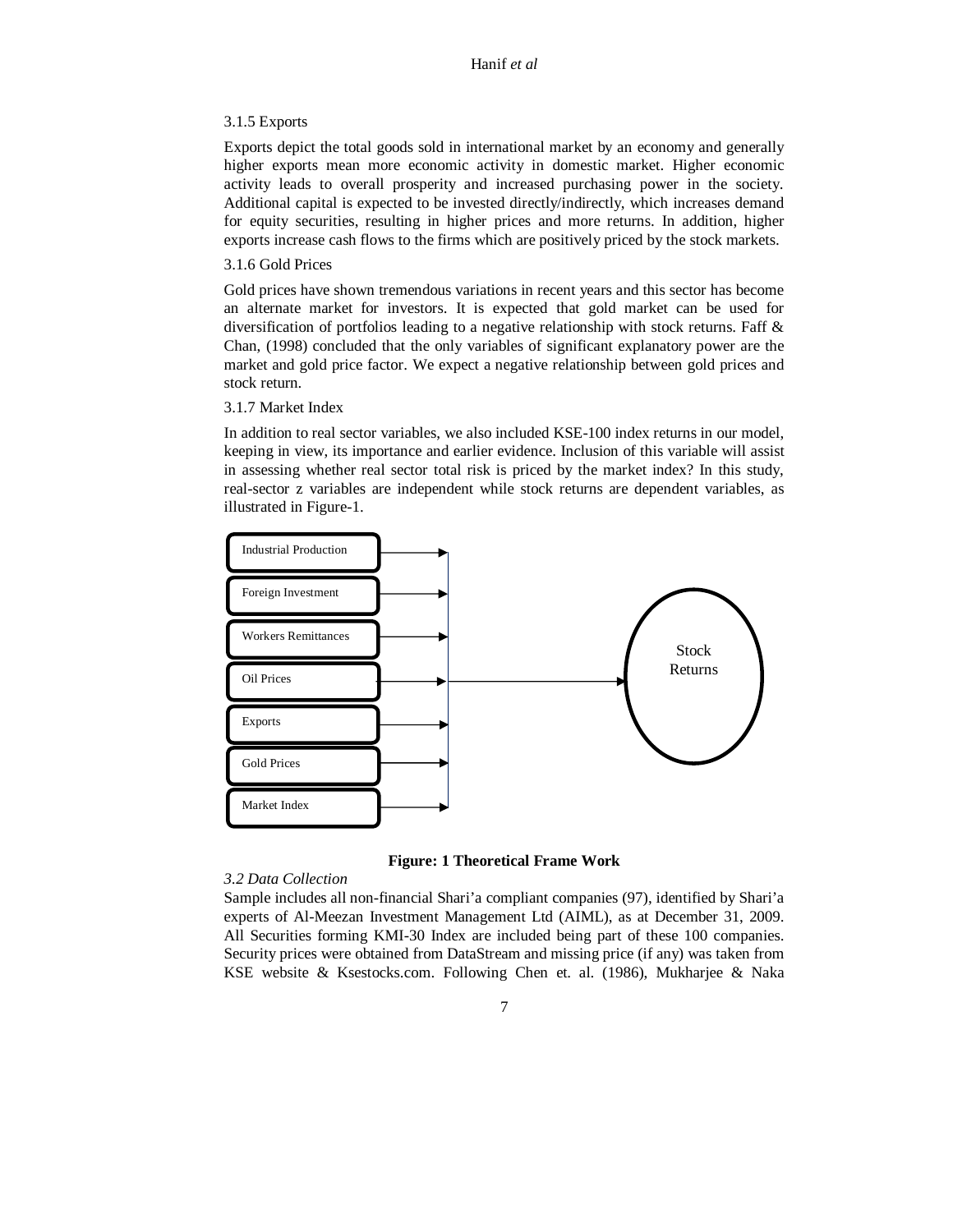3.1.5 Exports

Exports depict the total goods sold in international market by an economy and generally higher exports mean more economic activity in domestic market. Higher economic activity leads to overall prosperity and increased purchasing power in the society. Additional capital is expected to be invested directly/indirectly, which increases demand for equity securities, resulting in higher prices and more returns. In addition, higher exports increase cash flows to the firms which are positively priced by the stock markets.

3.1.6 Gold Prices

Gold prices have shown tremendous variations in recent years and this sector has become an alternate market for investors. It is expected that gold market can be used for diversification of portfolios leading to a negative relationship with stock returns. Faff & Chan, (1998) concluded that the only variables of significant explanatory power are the market and gold price factor. We expect a negative relationship between gold prices and stock return.

3.1.7 Market Index

In addition to real sector variables, we also included KSE-100 index returns in our model, keeping in view, its importance and earlier evidence. Inclusion of this variable will assist in assessing whether real sector total risk is priced by the market index? In this study, real-sector z variables are independent while stock returns are dependent variables, as illustrated in Figure-1.

Industrial Production

Foreign Investment

Workers Remittances

Oil Prices

Exports

Gold Prices

Market Index

Stock Returns

**Figure: 1 Theoretical Frame Work**

*3.2 Data Collection*

Sample includes all non-financial Shari'a compliant companies (97), identified by Shari'a experts of Al-Meezan Investment Management Ltd (AIML), as at December 31, 2009. All Securities forming KMI-30 Index are included being part of these 100 companies. Security prices were obtained from DataStream and missing price (if any) was taken from KSE website & Ksestocks.com. Following Chen et. al. (1986), Mukharjee & Naka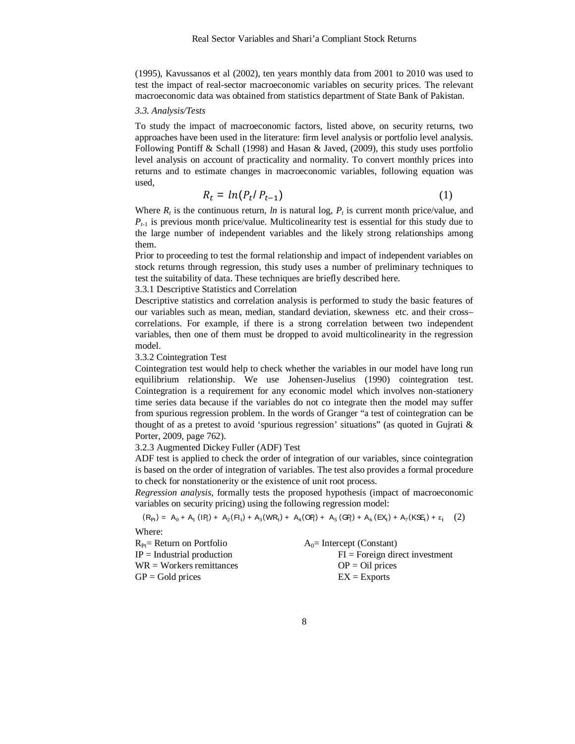(1995), Kavussanos et al (2002), ten years monthly data from 2001 to 2010 was used to test the impact of real-sector macroeconomic variables on security prices. The relevant macroeconomic data was obtained from statistics department of State Bank of Pakistan.

*3.3. Analysis/Tests*

To study the impact of macroeconomic factors, listed above, on security returns, two approaches have been used in the literature: firm level analysis or portfolio level analysis. Following Pontiff & Schall (1998) and Hasan & Javed, (2009), this study uses portfolio level analysis on account of practicality and normality. To convert monthly prices into returns and to estimate changes in macroeconomic variables, following equation was used,

$$R_t = ln(P_t / P_{t-1}) \qquad (1)$$

Where $R_t$ is the continuous return, *ln* is natural log, $P_t$ is current month price/value, and $P_{t-1}$ is previous month price/value. Multicolinearity test is essential for this study due to the large number of independent variables and the likely strong relationships among them.

Prior to proceeding to test the formal relationship and impact of independent variables on stock returns through regression, this study uses a number of preliminary techniques to test the suitability of data. These techniques are briefly described here.

3.3.1 Descriptive Statistics and Correlation

Descriptive statistics and correlation analysis is performed to study the basic features of our variables such as mean, median, standard deviation, skewness etc. and their cross–correlations. For example, if there is a strong correlation between two independent variables, then one of them must be dropped to avoid multicolinearity in the regression model.

3.3.2 Cointegration Test

Cointegration test would help to check whether the variables in our model have long run equilibrium relationship. We use Johensen-Juselius (1990) cointegration test. Cointegration is a requirement for any economic model which involves non-stationery time series data because if the variables do not co integrate then the model may suffer from spurious regression problem. In the words of Granger "a test of cointegration can be thought of as a pretest to avoid 'spurious regression' situations" (as quoted in Gujrati & Porter, 2009, page 762).

3.2.3 Augmented Dickey Fuller (ADF) Test

ADF test is applied to check the order of integration of our variables, since cointegration is based on the order of integration of variables. The test also provides a formal procedure to check for nonstationerity or the existence of unit root process.

*Regression analysis*, formally tests the proposed hypothesis (impact of macroeconomic variables on security pricing) using the following regression model:

$$(R_{Pt}) = A_0 + A_1(IP_t) + A_2(FI_t) + A_3(WR_t) + A_4(OP_t) + A_5(GP_t) + A_6(EX_t) + A_7(KSE_t) + \varepsilon_t \qquad (2)$$

Where:

$R_{Pt}$= Return on Portfolio

$A_0$= Intercept (Constant)

IP = Industrial production

FI = Foreign direct investment

WR = Workers remittances

OP = Oil prices

GP = Gold prices

EX = Exports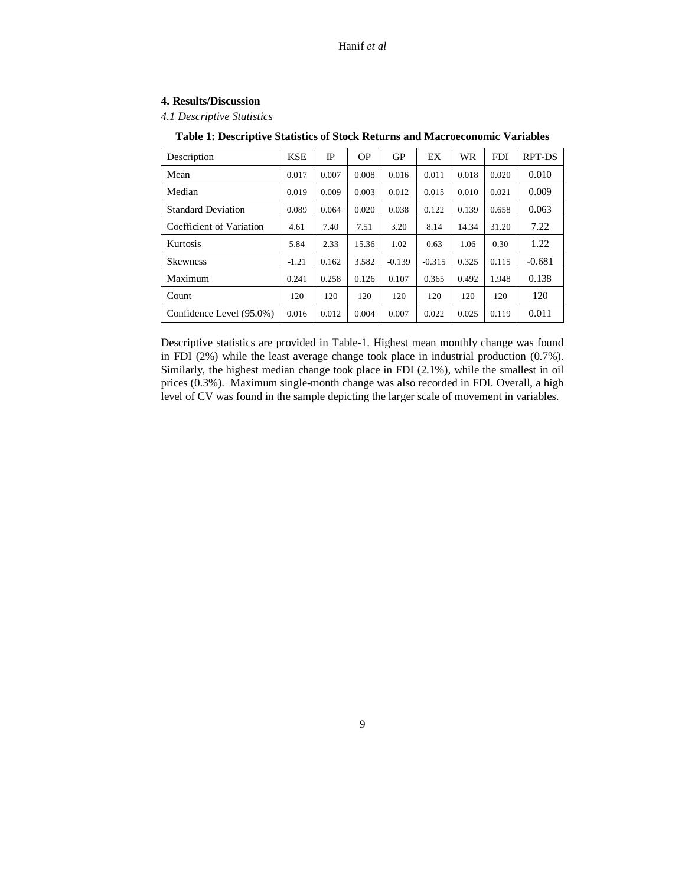## 4. Results/Discussion

*4.1 Descriptive Statistics*

**Table 1: Descriptive Statistics of Stock Returns and Macroeconomic Variables**

| Description | KSE | IP | OP | GP | EX | WR | FDI | RPT-DS |
|---|---|---|---|---|---|---|---|---|
| Mean | 0.017 | 0.007 | 0.008 | 0.016 | 0.011 | 0.018 | 0.020 | 0.010 |
| Median | 0.019 | 0.009 | 0.003 | 0.012 | 0.015 | 0.010 | 0.021 | 0.009 |
| Standard Deviation | 0.089 | 0.064 | 0.020 | 0.038 | 0.122 | 0.139 | 0.658 | 0.063 |
| Coefficient of Variation | 4.61 | 7.40 | 7.51 | 3.20 | 8.14 | 14.34 | 31.20 | 7.22 |
| Kurtosis | 5.84 | 2.33 | 15.36 | 1.02 | 0.63 | 1.06 | 0.30 | 1.22 |
| Skewness | -1.21 | 0.162 | 3.582 | -0.139 | -0.315 | 0.325 | 0.115 | -0.681 |
| Maximum | 0.241 | 0.258 | 0.126 | 0.107 | 0.365 | 0.492 | 1.948 | 0.138 |
| Count | 120 | 120 | 120 | 120 | 120 | 120 | 120 | 120 |
| Confidence Level (95.0%) | 0.016 | 0.012 | 0.004 | 0.007 | 0.022 | 0.025 | 0.119 | 0.011 |

Descriptive statistics are provided in Table-1. Highest mean monthly change was found in FDI (2%) while the least average change took place in industrial production (0.7%). Similarly, the highest median change took place in FDI (2.1%), while the smallest in oil prices (0.3%). Maximum single-month change was also recorded in FDI. Overall, a high level of CV was found in the sample depicting the larger scale of movement in variables.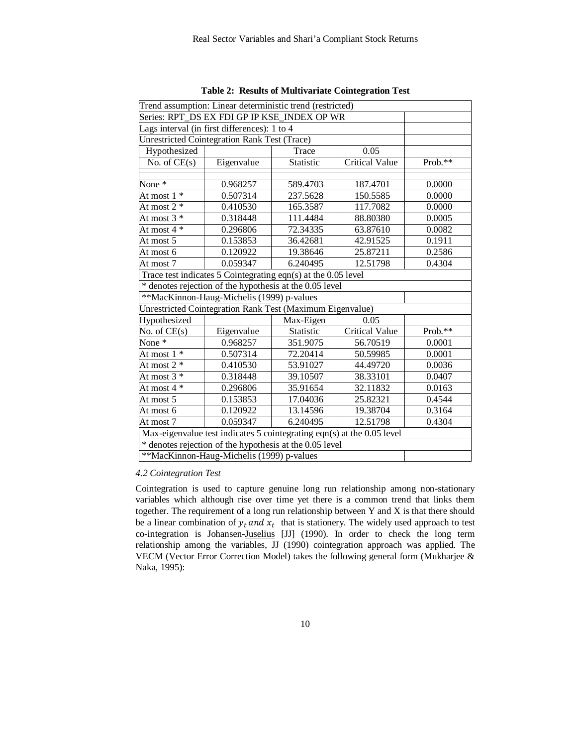**Table 2: Results of Multivariate Cointegration Test**

| Trend assumption: Linear deterministic trend (restricted) | | | | |
|---|---|---|---|---|
| Series: RPT_DS EX FDI GP IP KSE_INDEX OP WR | | | | |
| Lags interval (in first differences): 1 to 4 | | | | |
| Unrestricted Cointegration Rank Test (Trace) | | | | |
| Hypothesized | | Trace | 0.05 | |
| No. of CE(s) | Eigenvalue | Statistic | Critical Value | Prob.** |
| None * | 0.968257 | 589.4703 | 187.4701 | 0.0000 |
| At most 1 * | 0.507314 | 237.5628 | 150.5585 | 0.0000 |
| At most 2 * | 0.410530 | 165.3587 | 117.7082 | 0.0000 |
| At most 3 * | 0.318448 | 111.4484 | 88.80380 | 0.0005 |
| At most 4 * | 0.296806 | 72.34335 | 63.87610 | 0.0082 |
| At most 5 | 0.153853 | 36.42681 | 42.91525 | 0.1911 |
| At most 6 | 0.120922 | 19.38646 | 25.87211 | 0.2586 |
| At most 7 | 0.059347 | 6.240495 | 12.51798 | 0.4304 |
| Trace test indicates 5 Cointegrating eqn(s) at the 0.05 level | | | | |
| * denotes rejection of the hypothesis at the 0.05 level | | | | |
| **MacKinnon-Haug-Michelis (1999) p-values | | | | |
| Unrestricted Cointegration Rank Test (Maximum Eigenvalue) | | | | |
| Hypothesized | | Max-Eigen | 0.05 | |
| No. of CE(s) | Eigenvalue | Statistic | Critical Value | Prob.** |
| None * | 0.968257 | 351.9075 | 56.70519 | 0.0001 |
| At most 1 * | 0.507314 | 72.20414 | 50.59985 | 0.0001 |
| At most 2 * | 0.410530 | 53.91027 | 44.49720 | 0.0036 |
| At most 3 * | 0.318448 | 39.10507 | 38.33101 | 0.0407 |
| At most 4 * | 0.296806 | 35.91654 | 32.11832 | 0.0163 |
| At most 5 | 0.153853 | 17.04036 | 25.82321 | 0.4544 |
| At most 6 | 0.120922 | 13.14596 | 19.38704 | 0.3164 |
| At most 7 | 0.059347 | 6.240495 | 12.51798 | 0.4304 |
| Max-eigenvalue test indicates 5 cointegrating eqn(s) at the 0.05 level | | | | |
| * denotes rejection of the hypothesis at the 0.05 level | | | | |
| **MacKinnon-Haug-Michelis (1999) p-values | | | | |

*4.2 Cointegration Test*

Cointegration is used to capture genuine long run relationship among non-stationary variables which although rise over time yet there is a common trend that links them together. The requirement of a long run relationship between Y and X is that there should be a linear combination of $y_t \, and \, x_t$ that is stationery. The widely used approach to test co-integration is Johansen-Juselius [JJ] (1990). In order to check the long term relationship among the variables, JJ (1990) cointegration approach was applied. The VECM (Vector Error Correction Model) takes the following general form (Mukharjee & Naka, 1995):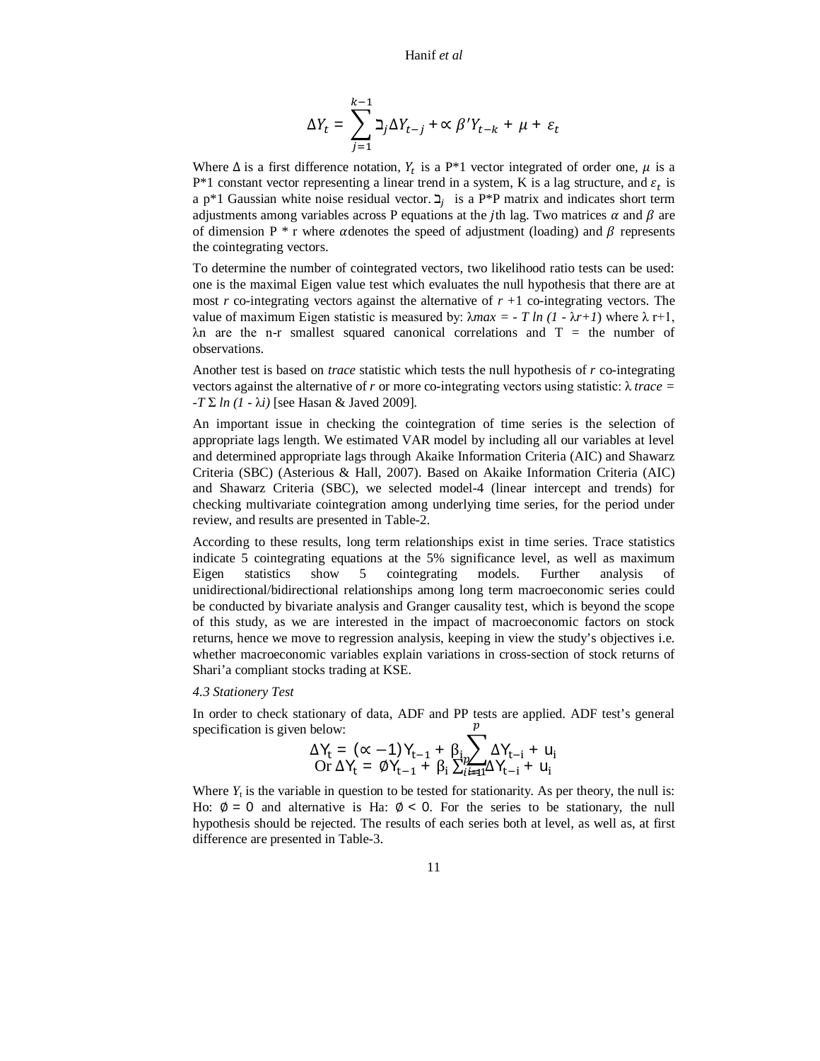$$\Delta Y_t = \sum_{j=1}^{k-1} \beth_j \Delta Y_{t-j} + \propto \beta' Y_{t-k} + \mu + \varepsilon_t$$

Where $\Delta$ is a first difference notation, $Y_t$ is a P*1 vector integrated of order one, $\mu$ is a P*1 constant vector representing a linear trend in a system, K is a lag structure, and $\varepsilon_t$ is a p*1 Gaussian white noise residual vector. $\beth_j$ is a P*P matrix and indicates short term adjustments among variables across P equations at the $j$th lag. Two matrices $\alpha$ and $\beta$ are of dimension P * r where $\alpha$ denotes the speed of adjustment (loading) and $\beta$ represents the cointegrating vectors.

To determine the number of cointegrated vectors, two likelihood ratio tests can be used: one is the maximal Eigen value test which evaluates the null hypothesis that there are at most *r* co-integrating vectors against the alternative of *r* +1 co-integrating vectors. The value of maximum Eigen statistic is measured by: $\lambda max = -T \ln (1 - \lambda r+1)$ where $\lambda$ r+1, $\lambda$n are the n-r smallest squared canonical correlations and T = the number of observations.

Another test is based on *trace* statistic which tests the null hypothesis of *r* co-integrating vectors against the alternative of *r* or more co-integrating vectors using statistic: $\lambda\ trace = -T \Sigma \ln (1 - \lambda i)$ [see Hasan & Javed 2009].

An important issue in checking the cointegration of time series is the selection of appropriate lags length. We estimated VAR model by including all our variables at level and determined appropriate lags through Akaike Information Criteria (AIC) and Shawarz Criteria (SBC) (Asterious & Hall, 2007). Based on Akaike Information Criteria (AIC) and Shawarz Criteria (SBC), we selected model-4 (linear intercept and trends) for checking multivariate cointegration among underlying time series, for the period under review, and results are presented in Table-2.

According to these results, long term relationships exist in time series. Trace statistics indicate 5 cointegrating equations at the 5% significance level, as well as maximum Eigen statistics show 5 cointegrating models. Further analysis of unidirectional/bidirectional relationships among long term macroeconomic series could be conducted by bivariate analysis and Granger causality test, which is beyond the scope of this study, as we are interested in the impact of macroeconomic factors on stock returns, hence we move to regression analysis, keeping in view the study's objectives i.e. whether macroeconomic variables explain variations in cross-section of stock returns of Shari'a compliant stocks trading at KSE.

*4.3 Stationery Test*

In order to check stationary of data, ADF and PP tests are applied. ADF test's general specification is given below:

$$\Delta Y_t = (\propto -1) Y_{t-1} + \beta_i \sum_{i=1}^{p} \Delta Y_{t-i} + u_i$$

$$\text{Or } \Delta Y_t = \emptyset Y_{t-1} + \beta_i \sum_{i=1}^{p} \Delta Y_{t-i} + u_i$$

Where $Y_t$ is the variable in question to be tested for stationarity. As per theory, the null is: Ho: $\emptyset = 0$ and alternative is Ha: $\emptyset < 0$. For the series to be stationary, the null hypothesis should be rejected. The results of each series both at level, as well as, at first difference are presented in Table-3.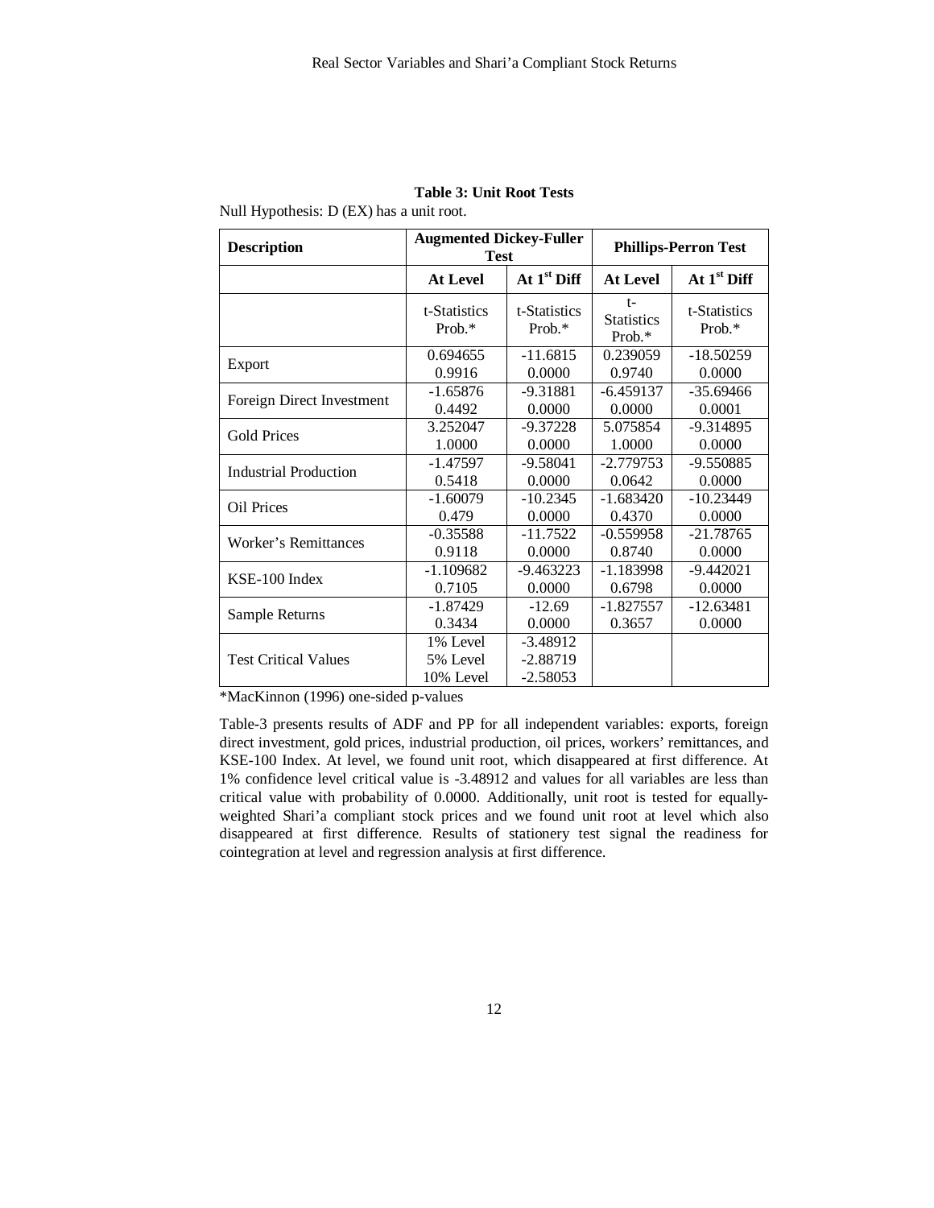**Table 3: Unit Root Tests**

Null Hypothesis: D (EX) has a unit root.

| Description | Augmented Dickey-Fuller Test | | Phillips-Perron Test | |
|---|---|---|---|---|
| | At Level | At 1st Diff | At Level | At 1st Diff |
| | t-Statistics Prob.* | t-Statistics Prob.* | t-Statistics Prob.* | t-Statistics Prob.* |
| Export | 0.694655<br>0.9916 | -11.6815<br>0.0000 | 0.239059<br>0.9740 | -18.50259<br>0.0000 |
| Foreign Direct Investment | -1.65876<br>0.4492 | -9.31881<br>0.0000 | -6.459137<br>0.0000 | -35.69466<br>0.0001 |
| Gold Prices | 3.252047<br>1.0000 | -9.37228<br>0.0000 | 5.075854<br>1.0000 | -9.314895<br>0.0000 |
| Industrial Production | -1.47597<br>0.5418 | -9.58041<br>0.0000 | -2.779753<br>0.0642 | -9.550885<br>0.0000 |
| Oil Prices | -1.60079<br>0.479 | -10.2345<br>0.0000 | -1.683420<br>0.4370 | -10.23449<br>0.0000 |
| Worker's Remittances | -0.35588<br>0.9118 | -11.7522<br>0.0000 | -0.559958<br>0.8740 | -21.78765<br>0.0000 |
| KSE-100 Index | -1.109682<br>0.7105 | -9.463223<br>0.0000 | -1.183998<br>0.6798 | -9.442021<br>0.0000 |
| Sample Returns | -1.87429<br>0.3434 | -12.69<br>0.0000 | -1.827557<br>0.3657 | -12.63481<br>0.0000 |
| Test Critical Values | 1% Level<br>5% Level<br>10% Level | -3.48912<br>-2.88719<br>-2.58053 | | |

*MacKinnon (1996) one-sided p-values

Table-3 presents results of ADF and PP for all independent variables: exports, foreign direct investment, gold prices, industrial production, oil prices, workers' remittances, and KSE-100 Index. At level, we found unit root, which disappeared at first difference. At 1% confidence level critical value is -3.48912 and values for all variables are less than critical value with probability of 0.0000. Additionally, unit root is tested for equally-weighted Shari'a compliant stock prices and we found unit root at level which also disappeared at first difference. Results of stationery test signal the readiness for cointegration at level and regression analysis at first difference.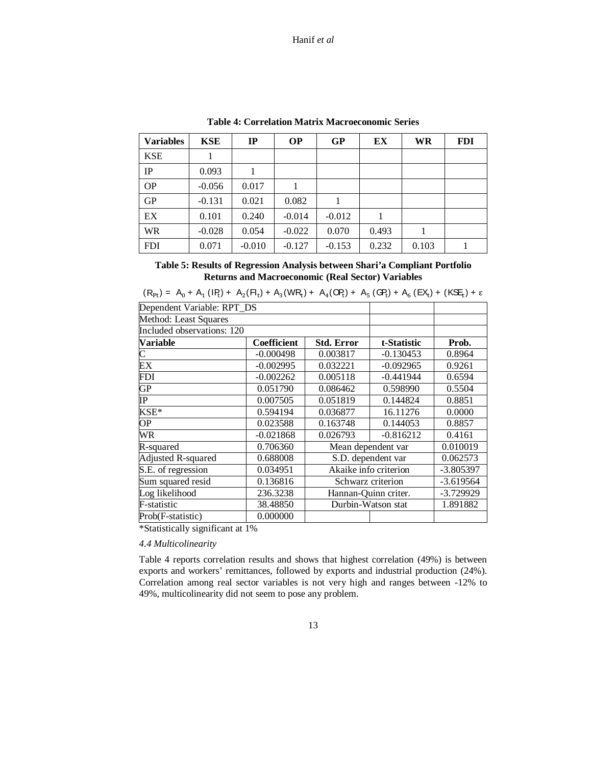**Table 4: Correlation Matrix Macroeconomic Series**

| Variables | KSE | IP | OP | GP | EX | WR | FDI |
|---|---|---|---|---|---|---|---|
| KSE | 1 | | | | | | |
| IP | 0.093 | 1 | | | | | |
| OP | -0.056 | 0.017 | 1 | | | | |
| GP | -0.131 | 0.021 | 0.082 | 1 | | | |
| EX | 0.101 | 0.240 | -0.014 | -0.012 | 1 | | |
| WR | -0.028 | 0.054 | -0.022 | 0.070 | 0.493 | 1 | |
| FDI | 0.071 | -0.010 | -0.127 | -0.153 | 0.232 | 0.103 | 1 |

**Table 5: Results of Regression Analysis between Shari'a Compliant Portfolio Returns and Macroeconomic (Real Sector) Variables**

$$(R_{Pt}) = A_0 + A_1\,(IP_t) + A_2(FI_t) + A_3(WR_t) + A_4(OP_t) + A_5\,(GP_t) + A_6\,(EX_t) + (KSE_t) + \varepsilon$$

| Dependent Variable: RPT_DS | | | | |
|---|---|---|---|---|
| Method: Least Squares | | | | |
| Included observations: 120 | | | | |
| **Variable** | **Coefficient** | **Std. Error** | **t-Statistic** | **Prob.** |
| C | -0.000498 | 0.003817 | -0.130453 | 0.8964 |
| EX | -0.002995 | 0.032221 | -0.092965 | 0.9261 |
| FDI | -0.002262 | 0.005118 | -0.441944 | 0.6594 |
| GP | 0.051790 | 0.086462 | 0.598990 | 0.5504 |
| IP | 0.007505 | 0.051819 | 0.144824 | 0.8851 |
| KSE* | 0.594194 | 0.036877 | 16.11276 | 0.0000 |
| OP | 0.023588 | 0.163748 | 0.144053 | 0.8857 |
| WR | -0.021868 | 0.026793 | -0.816212 | 0.4161 |
| R-squared | 0.706360 | Mean dependent var | | 0.010019 |
| Adjusted R-squared | 0.688008 | S.D. dependent var | | 0.062573 |
| S.E. of regression | 0.034951 | Akaike info criterion | | -3.805397 |
| Sum squared resid | 0.136816 | Schwarz criterion | | -3.619564 |
| Log likelihood | 236.3238 | Hannan-Quinn criter. | | -3.729929 |
| F-statistic | 38.48850 | Durbin-Watson stat | | 1.891882 |
| Prob(F-statistic) | 0.000000 | | | |

*Statistically significant at 1%

*4.4 Multicolinearity*

Table 4 reports correlation results and shows that highest correlation (49%) is between exports and workers' remittances, followed by exports and industrial production (24%). Correlation among real sector variables is not very high and ranges between -12% to 49%, multicolinearity did not seem to pose any problem.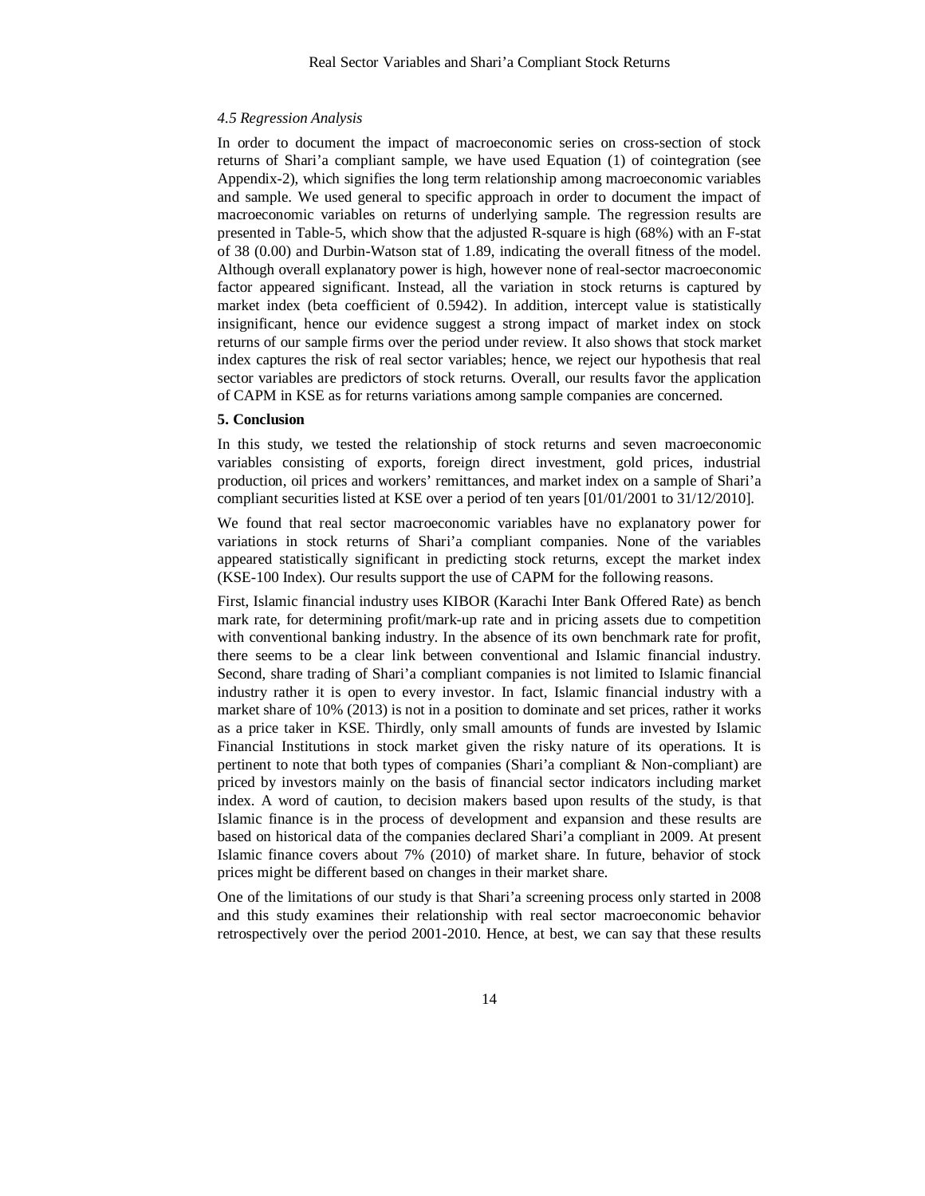*4.5 Regression Analysis*

In order to document the impact of macroeconomic series on cross-section of stock returns of Shari'a compliant sample, we have used Equation (1) of cointegration (see Appendix-2), which signifies the long term relationship among macroeconomic variables and sample. We used general to specific approach in order to document the impact of macroeconomic variables on returns of underlying sample. The regression results are presented in Table-5, which show that the adjusted R-square is high (68%) with an F-stat of 38 (0.00) and Durbin-Watson stat of 1.89, indicating the overall fitness of the model. Although overall explanatory power is high, however none of real-sector macroeconomic factor appeared significant. Instead, all the variation in stock returns is captured by market index (beta coefficient of 0.5942). In addition, intercept value is statistically insignificant, hence our evidence suggest a strong impact of market index on stock returns of our sample firms over the period under review. It also shows that stock market index captures the risk of real sector variables; hence, we reject our hypothesis that real sector variables are predictors of stock returns. Overall, our results favor the application of CAPM in KSE as for returns variations among sample companies are concerned.

## 5. Conclusion

In this study, we tested the relationship of stock returns and seven macroeconomic variables consisting of exports, foreign direct investment, gold prices, industrial production, oil prices and workers' remittances, and market index on a sample of Shari'a compliant securities listed at KSE over a period of ten years [01/01/2001 to 31/12/2010].

We found that real sector macroeconomic variables have no explanatory power for variations in stock returns of Shari'a compliant companies. None of the variables appeared statistically significant in predicting stock returns, except the market index (KSE-100 Index). Our results support the use of CAPM for the following reasons.

First, Islamic financial industry uses KIBOR (Karachi Inter Bank Offered Rate) as bench mark rate, for determining profit/mark-up rate and in pricing assets due to competition with conventional banking industry. In the absence of its own benchmark rate for profit, there seems to be a clear link between conventional and Islamic financial industry. Second, share trading of Shari'a compliant companies is not limited to Islamic financial industry rather it is open to every investor. In fact, Islamic financial industry with a market share of 10% (2013) is not in a position to dominate and set prices, rather it works as a price taker in KSE. Thirdly, only small amounts of funds are invested by Islamic Financial Institutions in stock market given the risky nature of its operations. It is pertinent to note that both types of companies (Shari'a compliant & Non-compliant) are priced by investors mainly on the basis of financial sector indicators including market index. A word of caution, to decision makers based upon results of the study, is that Islamic finance is in the process of development and expansion and these results are based on historical data of the companies declared Shari'a compliant in 2009. At present Islamic finance covers about 7% (2010) of market share. In future, behavior of stock prices might be different based on changes in their market share.

One of the limitations of our study is that Shari'a screening process only started in 2008 and this study examines their relationship with real sector macroeconomic behavior retrospectively over the period 2001-2010. Hence, at best, we can say that these results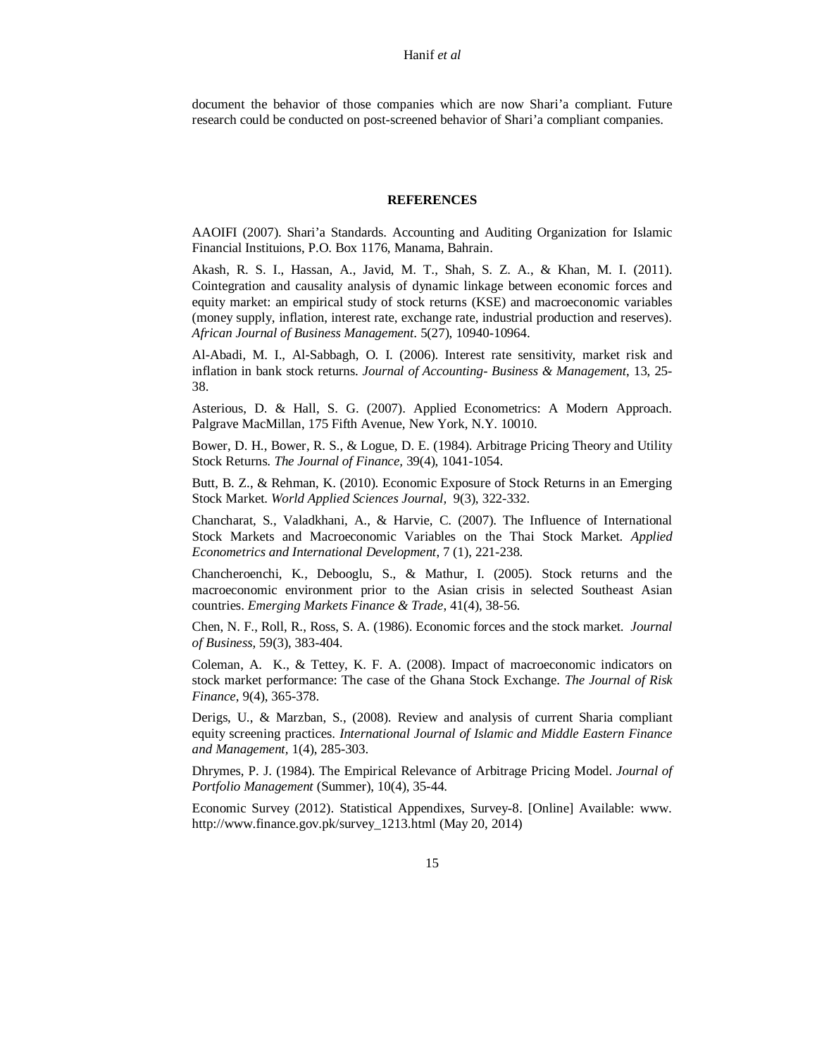document the behavior of those companies which are now Shari'a compliant. Future research could be conducted on post-screened behavior of Shari'a compliant companies.

## REFERENCES

AAOIFI (2007). Shari'a Standards. Accounting and Auditing Organization for Islamic Financial Instituions, P.O. Box 1176, Manama, Bahrain.

Akash, R. S. I., Hassan, A., Javid, M. T., Shah, S. Z. A., & Khan, M. I. (2011). Cointegration and causality analysis of dynamic linkage between economic forces and equity market: an empirical study of stock returns (KSE) and macroeconomic variables (money supply, inflation, interest rate, exchange rate, industrial production and reserves). *African Journal of Business Management*. 5(27), 10940-10964.

Al-Abadi, M. I., Al-Sabbagh, O. I. (2006). Interest rate sensitivity, market risk and inflation in bank stock returns. *Journal of Accounting- Business & Management*, 13, 25-38.

Asterious, D. & Hall, S. G. (2007). Applied Econometrics: A Modern Approach. Palgrave MacMillan, 175 Fifth Avenue, New York, N.Y. 10010.

Bower, D. H., Bower, R. S., & Logue, D. E. (1984). Arbitrage Pricing Theory and Utility Stock Returns. *The Journal of Finance*, 39(4), 1041-1054.

Butt, B. Z., & Rehman, K. (2010). Economic Exposure of Stock Returns in an Emerging Stock Market. *World Applied Sciences Journal*, 9(3), 322-332.

Chancharat, S., Valadkhani, A., & Harvie, C. (2007). The Influence of International Stock Markets and Macroeconomic Variables on the Thai Stock Market. *Applied Econometrics and International Development*, 7 (1), 221-238.

Chancheroenchi, K., Debooglu, S., & Mathur, I. (2005). Stock returns and the macroeconomic environment prior to the Asian crisis in selected Southeast Asian countries. *Emerging Markets Finance & Trade*, 41(4), 38-56.

Chen, N. F., Roll, R., Ross, S. A. (1986). Economic forces and the stock market. *Journal of Business*, 59(3), 383-404.

Coleman, A. K., & Tettey, K. F. A. (2008). Impact of macroeconomic indicators on stock market performance: The case of the Ghana Stock Exchange. *The Journal of Risk Finance*, 9(4), 365-378.

Derigs, U., & Marzban, S., (2008). Review and analysis of current Sharia compliant equity screening practices. *International Journal of Islamic and Middle Eastern Finance and Management*, 1(4), 285-303.

Dhrymes, P. J. (1984). The Empirical Relevance of Arbitrage Pricing Model. *Journal of Portfolio Management* (Summer), 10(4), 35-44.

Economic Survey (2012). Statistical Appendixes, Survey-8. [Online] Available: www. http://www.finance.gov.pk/survey_1213.html (May 20, 2014)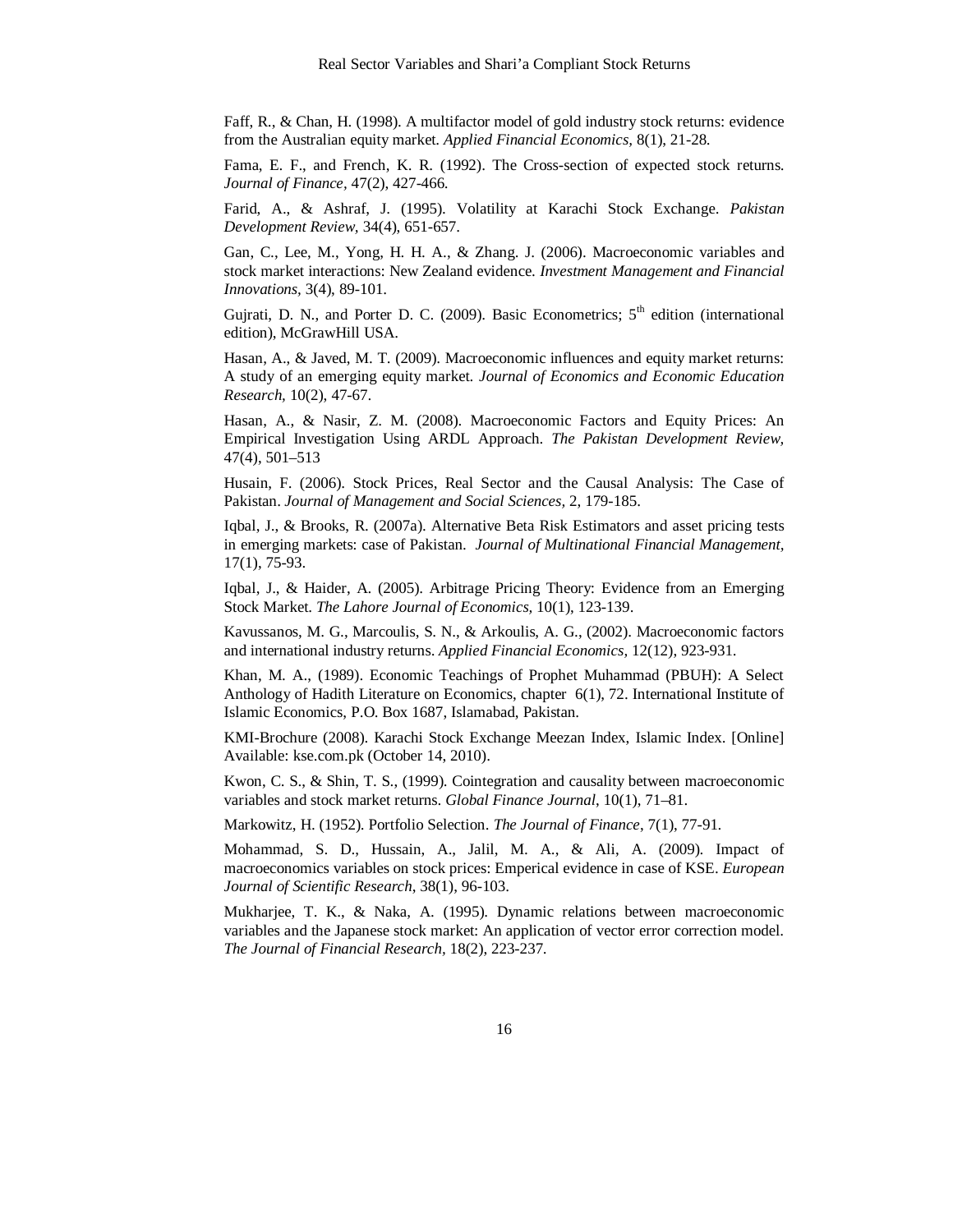Faff, R., & Chan, H. (1998). A multifactor model of gold industry stock returns: evidence from the Australian equity market. *Applied Financial Economics*, 8(1), 21-28.

Fama, E. F., and French, K. R. (1992). The Cross-section of expected stock returns. *Journal of Finance*, 47(2), 427-466.

Farid, A., & Ashraf, J. (1995). Volatility at Karachi Stock Exchange. *Pakistan Development Review*, 34(4), 651-657.

Gan, C., Lee, M., Yong, H. H. A., & Zhang. J. (2006). Macroeconomic variables and stock market interactions: New Zealand evidence. *Investment Management and Financial Innovations*, 3(4), 89-101.

Gujrati, D. N., and Porter D. C. (2009). Basic Econometrics; 5th edition (international edition), McGrawHill USA.

Hasan, A., & Javed, M. T. (2009). Macroeconomic influences and equity market returns: A study of an emerging equity market. *Journal of Economics and Economic Education Research*, 10(2), 47-67.

Hasan, A., & Nasir, Z. M. (2008). Macroeconomic Factors and Equity Prices: An Empirical Investigation Using ARDL Approach. *The Pakistan Development Review*, 47(4), 501–513

Husain, F. (2006). Stock Prices, Real Sector and the Causal Analysis: The Case of Pakistan. *Journal of Management and Social Sciences*, 2, 179-185.

Iqbal, J., & Brooks, R. (2007a). Alternative Beta Risk Estimators and asset pricing tests in emerging markets: case of Pakistan. *Journal of Multinational Financial Management*, 17(1), 75-93.

Iqbal, J., & Haider, A. (2005). Arbitrage Pricing Theory: Evidence from an Emerging Stock Market. *The Lahore Journal of Economics*, 10(1), 123-139.

Kavussanos, M. G., Marcoulis, S. N., & Arkoulis, A. G., (2002). Macroeconomic factors and international industry returns. *Applied Financial Economics*, 12(12), 923-931.

Khan, M. A., (1989). Economic Teachings of Prophet Muhammad (PBUH): A Select Anthology of Hadith Literature on Economics, chapter 6(1), 72. International Institute of Islamic Economics, P.O. Box 1687, Islamabad, Pakistan.

KMI-Brochure (2008). Karachi Stock Exchange Meezan Index, Islamic Index. [Online] Available: kse.com.pk (October 14, 2010).

Kwon, C. S., & Shin, T. S., (1999). Cointegration and causality between macroeconomic variables and stock market returns. *Global Finance Journal*, 10(1), 71–81.

Markowitz, H. (1952). Portfolio Selection. *The Journal of Finance*, 7(1), 77-91.

Mohammad, S. D., Hussain, A., Jalil, M. A., & Ali, A. (2009). Impact of macroeconomics variables on stock prices: Emperical evidence in case of KSE. *European Journal of Scientific Research*, 38(1), 96-103.

Mukharjee, T. K., & Naka, A. (1995). Dynamic relations between macroeconomic variables and the Japanese stock market: An application of vector error correction model. *The Journal of Financial Research*, 18(2), 223-237.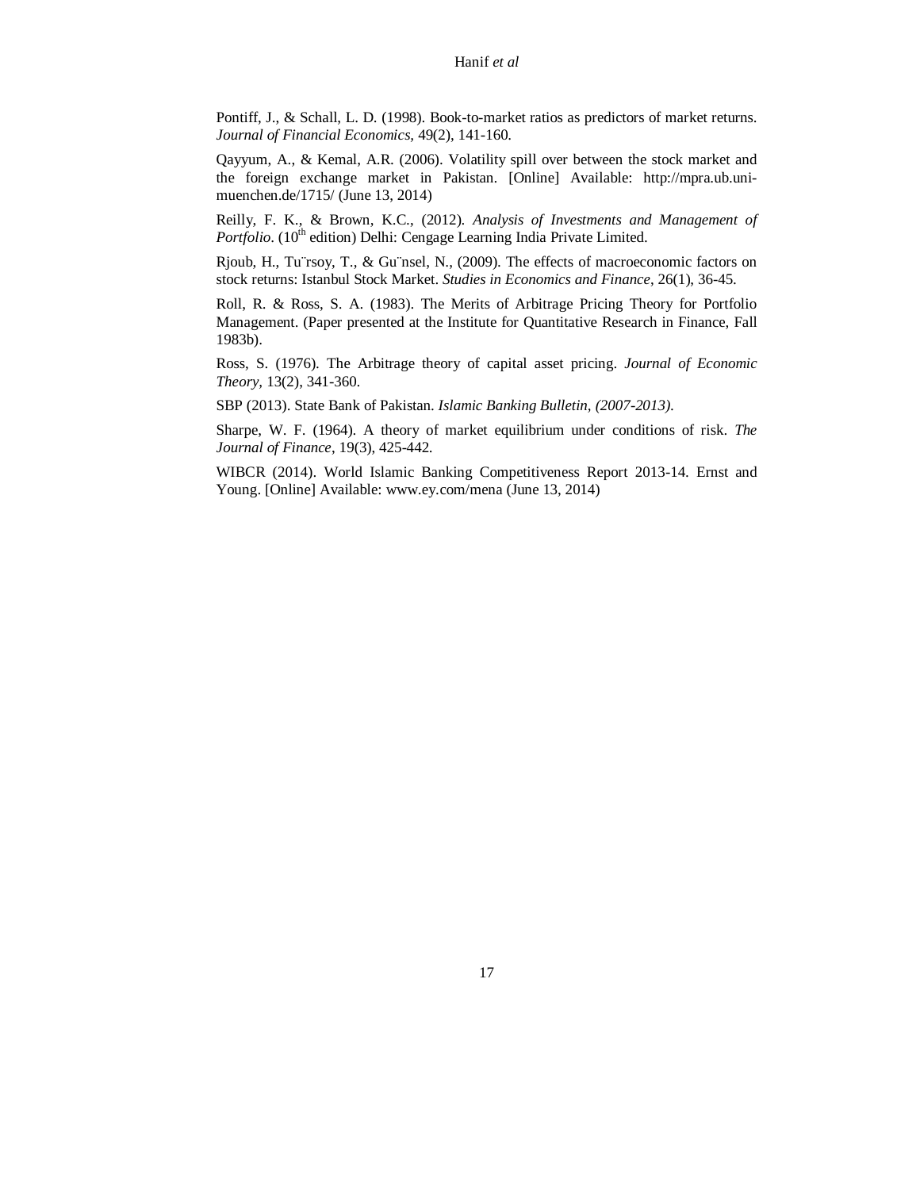Pontiff, J., & Schall, L. D. (1998). Book-to-market ratios as predictors of market returns. *Journal of Financial Economics*, 49(2), 141-160.

Qayyum, A., & Kemal, A.R. (2006). Volatility spill over between the stock market and the foreign exchange market in Pakistan. [Online] Available: http://mpra.ub.uni-muenchen.de/1715/ (June 13, 2014)

Reilly, F. K., & Brown, K.C., (2012). *Analysis of Investments and Management of Portfolio*. (10th edition) Delhi: Cengage Learning India Private Limited.

Rjoub, H., Tu¨rsoy, T., & Gu¨nsel, N., (2009). The effects of macroeconomic factors on stock returns: Istanbul Stock Market. *Studies in Economics and Finance*, 26(1), 36-45.

Roll, R. & Ross, S. A. (1983). The Merits of Arbitrage Pricing Theory for Portfolio Management. (Paper presented at the Institute for Quantitative Research in Finance, Fall 1983b).

Ross, S. (1976). The Arbitrage theory of capital asset pricing. *Journal of Economic Theory,* 13(2), 341-360.

SBP (2013). State Bank of Pakistan. *Islamic Banking Bulletin, (2007-2013).*

Sharpe, W. F. (1964). A theory of market equilibrium under conditions of risk. *The Journal of Finance*, 19(3), 425-442.

WIBCR (2014). World Islamic Banking Competitiveness Report 2013-14. Ernst and Young. [Online] Available: www.ey.com/mena (June 13, 2014)